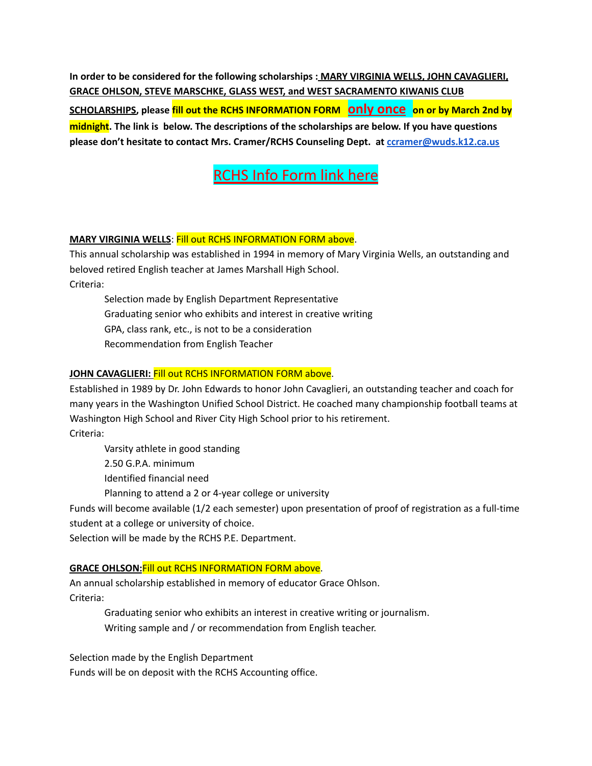**In order to be considered for the following scholarships : MARY VIRGINIA WELLS, JOHN CAVAGLIERI, GRACE OHLSON, STEVE MARSCHKE, GLASS WEST, and WEST SACRAMENTO KIWANIS CLUB SCHOLARSHIPS, please fill out the RCHS INFORMATION FORM only once on or by March 2nd by midnight. The link is below. The descriptions of the scholarships are below. If you have questions please don't hesitate to contact Mrs. Cramer/RCHS Counseling Dept. at ccramer@wuds.k12.ca.us**

RCHS Info Form link here

**MARY VIRGINIA WELLS**: Fill out RCHS INFORMATION FORM above.

This annual scholarship was established in 1994 in memory of Mary Virginia Wells, an outstanding and beloved retired English teacher at James Marshall High School.

Criteria:

- Selection made by English Department Representative
- Graduating senior who exhibits and interest in creative writing
- GPA, class rank, etc., is not to be a consideration
- Recommendation from English Teacher

**JOHN CAVAGLIERI:** Fill out RCHS INFORMATION FORM above.

Established in 1989 by Dr. John Edwards to honor John Cavaglieri, an outstanding teacher and coach for many years in the Washington Unified School District. He coached many championship football teams at Washington High School and River City High School prior to his retirement.

Criteria:

- Varsity athlete in good standing
- 2.50 G.P.A. minimum
- Identified financial need
- Planning to attend a 2 or 4-year college or university

Funds will become available (1/2 each semester) upon presentation of proof of registration as a full-time student at a college or university of choice.

Selection will be made by the RCHS P.E. Department.

**GRACE OHLSON:** Fill out RCHS INFORMATION FORM above.

An annual scholarship established in memory of educator Grace Ohlson.

Criteria:

- Graduating senior who exhibits an interest in creative writing or journalism.
- Writing sample and / or recommendation from English teacher.

Selection made by the English Department

Funds will be on deposit with the RCHS Accounting office.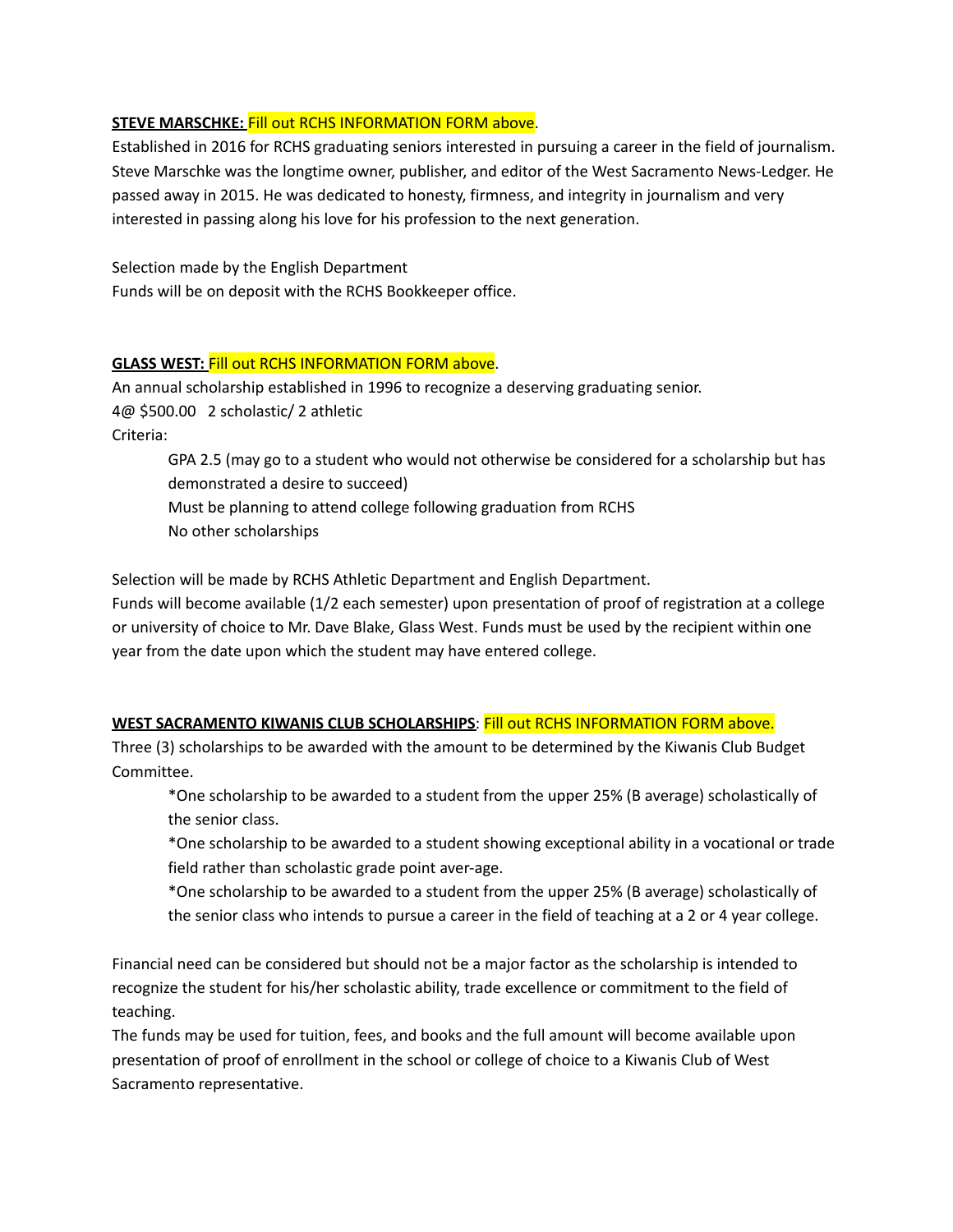**<u>STEVE MARSCHKE:</u>** Fill out RCHS INFORMATION FORM above.

Established in 2016 for RCHS graduating seniors interested in pursuing a career in the field of journalism. Steve Marschke was the longtime owner, publisher, and editor of the West Sacramento News-Ledger. He passed away in 2015. He was dedicated to honesty, firmness, and integrity in journalism and very interested in passing along his love for his profession to the next generation.

Selection made by the English Department
Funds will be on deposit with the RCHS Bookkeeper office.

**<u>GLASS WEST:</u>** Fill out RCHS INFORMATION FORM above.

An annual scholarship established in 1996 to recognize a deserving graduating senior.
4@ $500.00   2 scholastic/ 2 athletic
Criteria:

- GPA 2.5 (may go to a student who would not otherwise be considered for a scholarship but has demonstrated a desire to succeed)
- Must be planning to attend college following graduation from RCHS
- No other scholarships

Selection will be made by RCHS Athletic Department and English Department.
Funds will become available (1/2 each semester) upon presentation of proof of registration at a college or university of choice to Mr. Dave Blake, Glass West. Funds must be used by the recipient within one year from the date upon which the student may have entered college.

**<u>WEST SACRAMENTO KIWANIS CLUB SCHOLARSHIPS</u>**: Fill out RCHS INFORMATION FORM above.

Three (3) scholarships to be awarded with the amount to be determined by the Kiwanis Club Budget Committee.

- *One scholarship to be awarded to a student from the upper 25% (B average) scholastically of the senior class.
- *One scholarship to be awarded to a student showing exceptional ability in a vocational or trade field rather than scholastic grade point aver-age.
- *One scholarship to be awarded to a student from the upper 25% (B average) scholastically of the senior class who intends to pursue a career in the field of teaching at a 2 or 4 year college.

Financial need can be considered but should not be a major factor as the scholarship is intended to recognize the student for his/her scholastic ability, trade excellence or commitment to the field of teaching.
The funds may be used for tuition, fees, and books and the full amount will become available upon presentation of proof of enrollment in the school or college of choice to a Kiwanis Club of West Sacramento representative.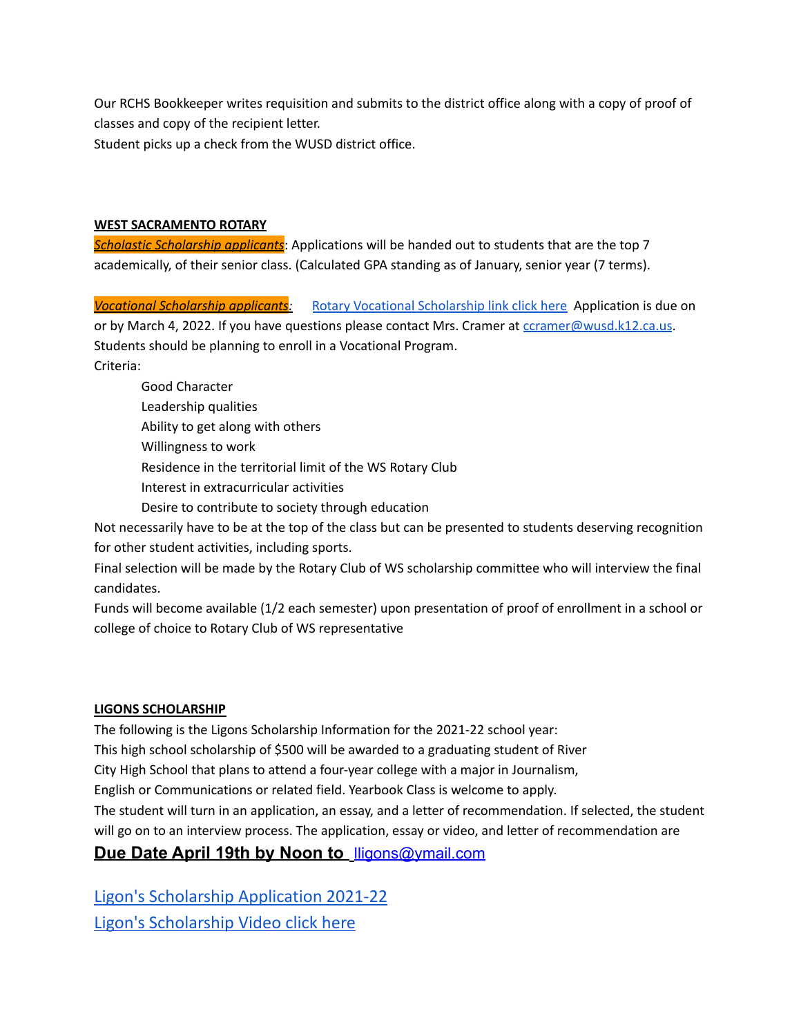Our RCHS Bookkeeper writes requisition and submits to the district office along with a copy of proof of classes and copy of the recipient letter.
Student picks up a check from the WUSD district office.

**WEST SACRAMENTO ROTARY**

***Scholastic Scholarship applicants***: Applications will be handed out to students that are the top 7 academically, of their senior class. (Calculated GPA standing as of January, senior year (7 terms).

***Vocational Scholarship applicants:*** Rotary Vocational Scholarship link click here Application is due on or by March 4, 2022. If you have questions please contact Mrs. Cramer at ccramer@wusd.k12.ca.us. Students should be planning to enroll in a Vocational Program.

Criteria:

- Good Character
- Leadership qualities
- Ability to get along with others
- Willingness to work
- Residence in the territorial limit of the WS Rotary Club
- Interest in extracurricular activities
- Desire to contribute to society through education

Not necessarily have to be at the top of the class but can be presented to students deserving recognition for other student activities, including sports.

Final selection will be made by the Rotary Club of WS scholarship committee who will interview the final candidates.

Funds will become available (1/2 each semester) upon presentation of proof of enrollment in a school or college of choice to Rotary Club of WS representative

**LIGONS SCHOLARSHIP**

The following is the Ligons Scholarship Information for the 2021-22 school year:
This high school scholarship of $500 will be awarded to a graduating student of River City High School that plans to attend a four-year college with a major in Journalism, English or Communications or related field. Yearbook Class is welcome to apply.
The student will turn in an application, an essay, and a letter of recommendation. If selected, the student will go on to an interview process. The application, essay or video, and letter of recommendation are

**Due Date April 19th by Noon to** lligons@ymail.com

Ligon's Scholarship Application 2021-22

Ligon's Scholarship Video click here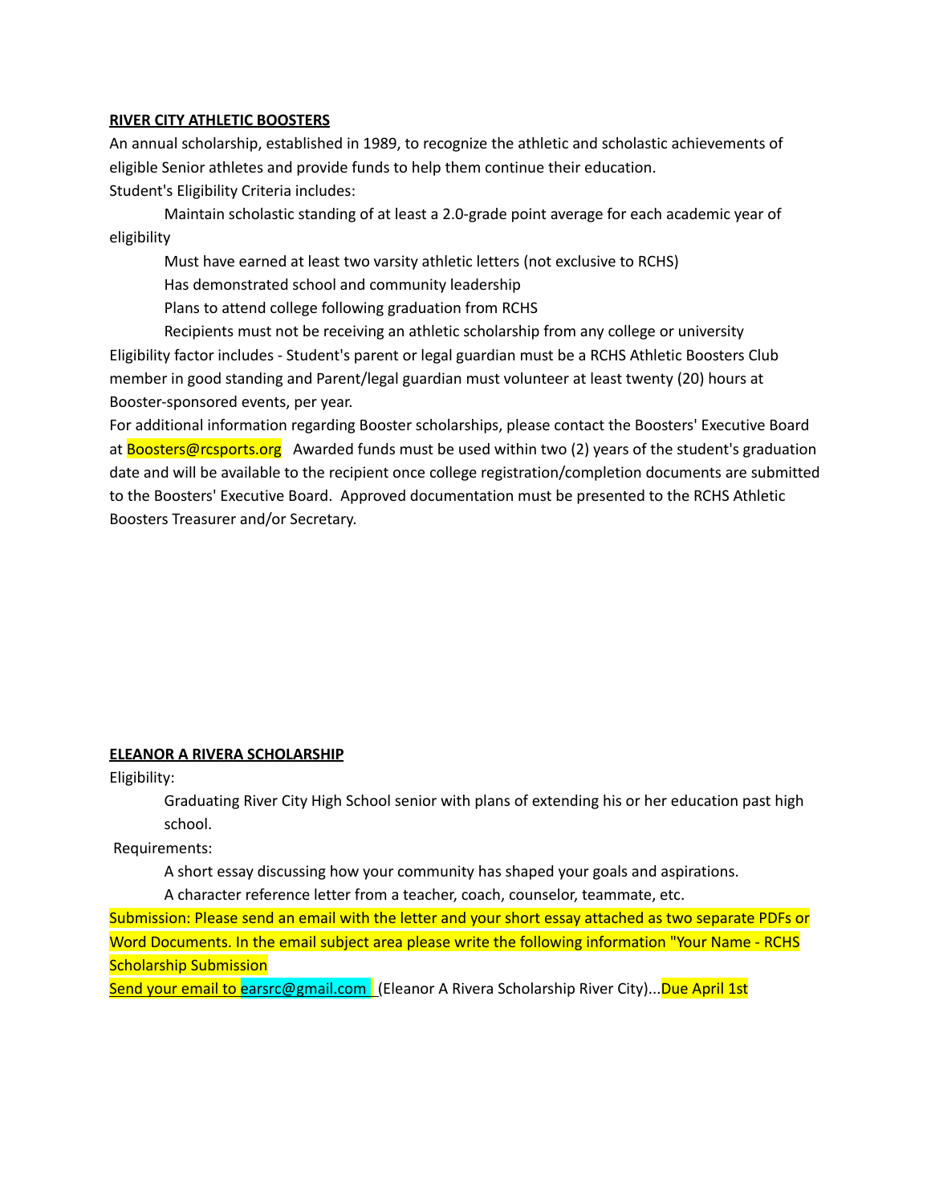**RIVER CITY ATHLETIC BOOSTERS**

An annual scholarship, established in 1989, to recognize the athletic and scholastic achievements of eligible Senior athletes and provide funds to help them continue their education.

Student's Eligibility Criteria includes:

- Maintain scholastic standing of at least a 2.0-grade point average for each academic year of eligibility
- Must have earned at least two varsity athletic letters (not exclusive to RCHS)
- Has demonstrated school and community leadership
- Plans to attend college following graduation from RCHS
- Recipients must not be receiving an athletic scholarship from any college or university

Eligibility factor includes - Student's parent or legal guardian must be a RCHS Athletic Boosters Club member in good standing and Parent/legal guardian must volunteer at least twenty (20) hours at Booster-sponsored events, per year.

For additional information regarding Booster scholarships, please contact the Boosters' Executive Board at Boosters@rcsports.org Awarded funds must be used within two (2) years of the student's graduation date and will be available to the recipient once college registration/completion documents are submitted to the Boosters' Executive Board. Approved documentation must be presented to the RCHS Athletic Boosters Treasurer and/or Secretary.

**ELEANOR A RIVERA SCHOLARSHIP**

Eligibility:

- Graduating River City High School senior with plans of extending his or her education past high school.

Requirements:

- A short essay discussing how your community has shaped your goals and aspirations.
- A character reference letter from a teacher, coach, counselor, teammate, etc.

Submission: Please send an email with the letter and your short essay attached as two separate PDFs or Word Documents. In the email subject area please write the following information "Your Name - RCHS Scholarship Submission

Send your email to earsrc@gmail.com (Eleanor A Rivera Scholarship River City)...Due April 1st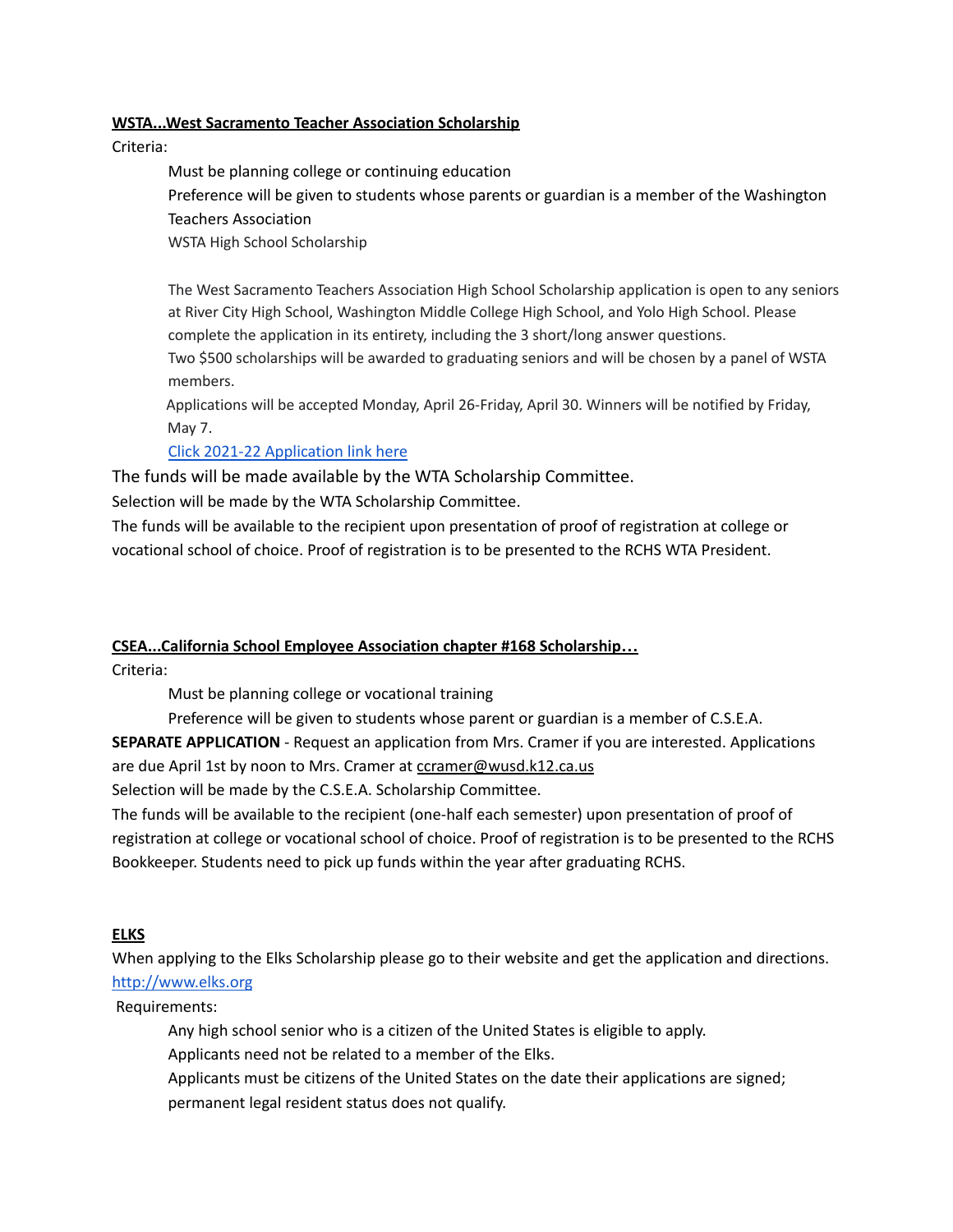**WSTA...West Sacramento Teacher Association Scholarship**

Criteria:

Must be planning college or continuing education

Preference will be given to students whose parents or guardian is a member of the Washington Teachers Association

WSTA High School Scholarship

The West Sacramento Teachers Association High School Scholarship application is open to any seniors at River City High School, Washington Middle College High School, and Yolo High School. Please complete the application in its entirety, including the 3 short/long answer questions.

Two $500 scholarships will be awarded to graduating seniors and will be chosen by a panel of WSTA members.

Applications will be accepted Monday, April 26-Friday, April 30. Winners will be notified by Friday, May 7.

[Click 2021-22 Application link here]

The funds will be made available by the WTA Scholarship Committee.

Selection will be made by the WTA Scholarship Committee.

The funds will be available to the recipient upon presentation of proof of registration at college or vocational school of choice. Proof of registration is to be presented to the RCHS WTA President.

**CSEA...California School Employee Association chapter #168 Scholarship…**

Criteria:

Must be planning college or vocational training

Preference will be given to students whose parent or guardian is a member of C.S.E.A.

**SEPARATE APPLICATION** - Request an application from Mrs. Cramer if you are interested. Applications are due April 1st by noon to Mrs. Cramer at ccramer@wusd.k12.ca.us

Selection will be made by the C.S.E.A. Scholarship Committee.

The funds will be available to the recipient (one-half each semester) upon presentation of proof of registration at college or vocational school of choice. Proof of registration is to be presented to the RCHS Bookkeeper. Students need to pick up funds within the year after graduating RCHS.

**ELKS**

When applying to the Elks Scholarship please go to their website and get the application and directions. http://www.elks.org

Requirements:

Any high school senior who is a citizen of the United States is eligible to apply.

Applicants need not be related to a member of the Elks.

Applicants must be citizens of the United States on the date their applications are signed; permanent legal resident status does not qualify.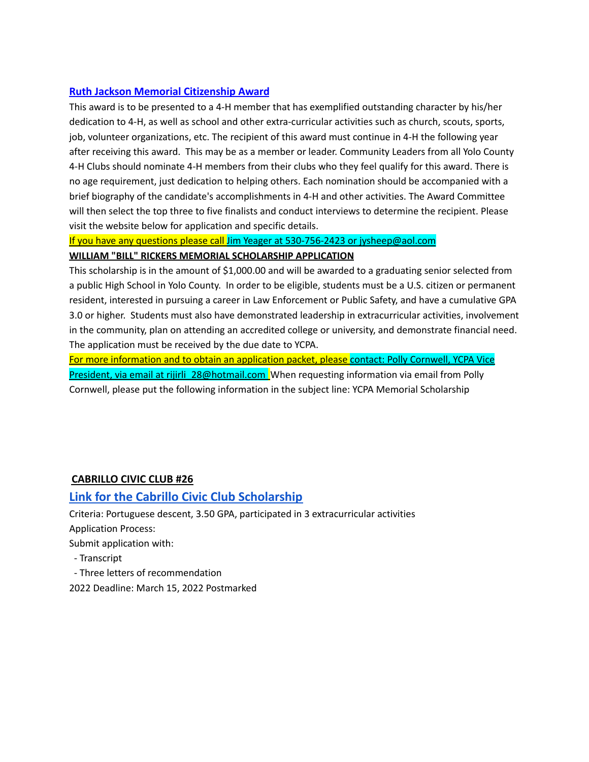## [Ruth Jackson Memorial Citizenship Award]

This award is to be presented to a 4-H member that has exemplified outstanding character by his/her dedication to 4-H, as well as school and other extra-curricular activities such as church, scouts, sports, job, volunteer organizations, etc. The recipient of this award must continue in 4-H the following year after receiving this award. This may be as a member or leader. Community Leaders from all Yolo County 4-H Clubs should nominate 4-H members from their clubs who they feel qualify for this award. There is no age requirement, just dedication to helping others. Each nomination should be accompanied with a brief biography of the candidate's accomplishments in 4-H and other activities. The Award Committee will then select the top three to five finalists and conduct interviews to determine the recipient. Please visit the website below for application and specific details.

If you have any questions please call Jim Yeager at 530-756-2423 or jysheep@aol.com

**WILLIAM "BILL" RICKERS MEMORIAL SCHOLARSHIP APPLICATION**

This scholarship is in the amount of $1,000.00 and will be awarded to a graduating senior selected from a public High School in Yolo County. In order to be eligible, students must be a U.S. citizen or permanent resident, interested in pursuing a career in Law Enforcement or Public Safety, and have a cumulative GPA 3.0 or higher. Students must also have demonstrated leadership in extracurricular activities, involvement in the community, plan on attending an accredited college or university, and demonstrate financial need. The application must be received by the due date to YCPA.

For more information and to obtain an application packet, please contact: Polly Cornwell, YCPA Vice President, via email at rijirli_28@hotmail.com When requesting information via email from Polly Cornwell, please put the following information in the subject line: YCPA Memorial Scholarship

**CABRILLO CIVIC CLUB #26**

## [Link for the Cabrillo Civic Club Scholarship]

Criteria: Portuguese descent, 3.50 GPA, participated in 3 extracurricular activities

Application Process:

Submit application with:

- Transcript
- Three letters of recommendation

2022 Deadline: March 15, 2022 Postmarked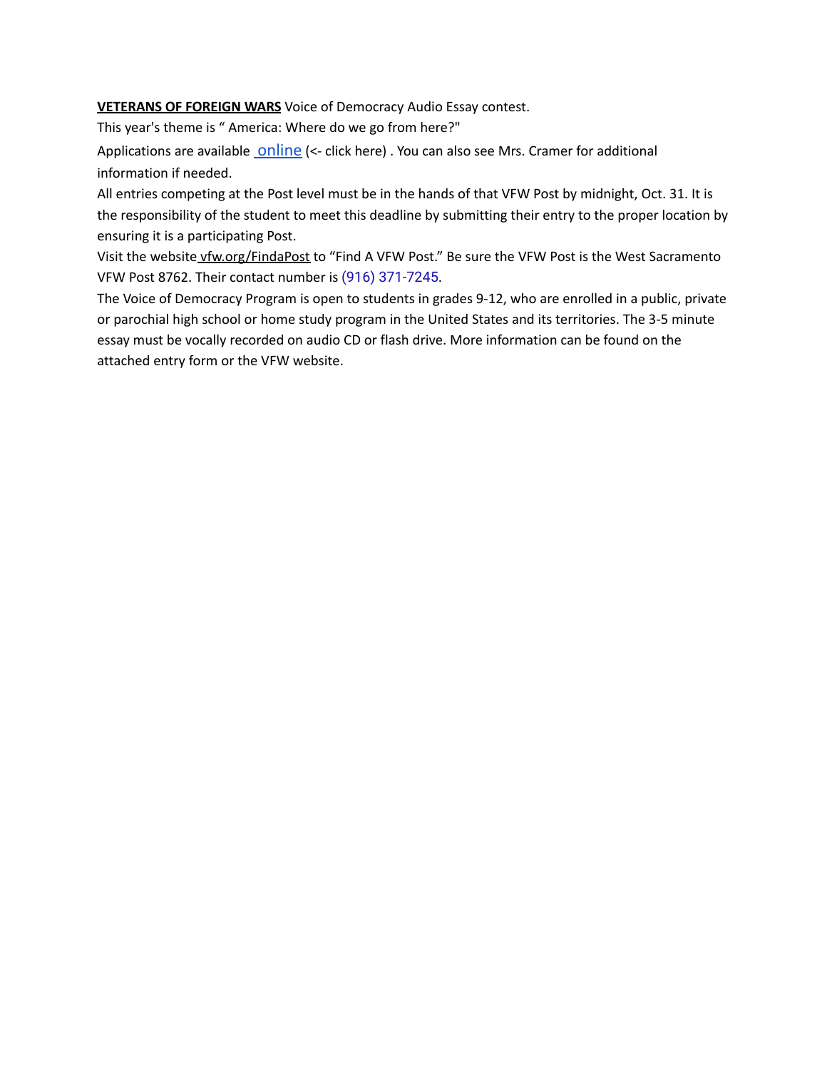**VETERANS OF FOREIGN WARS** Voice of Democracy Audio Essay contest.

This year's theme is " America: Where do we go from here?"

Applications are available online (<- click here) . You can also see Mrs. Cramer for additional information if needed.

All entries competing at the Post level must be in the hands of that VFW Post by midnight, Oct. 31. It is the responsibility of the student to meet this deadline by submitting their entry to the proper location by ensuring it is a participating Post.

Visit the website vfw.org/FindaPost to "Find A VFW Post." Be sure the VFW Post is the West Sacramento VFW Post 8762. Their contact number is (916) 371-7245.

The Voice of Democracy Program is open to students in grades 9-12, who are enrolled in a public, private or parochial high school or home study program in the United States and its territories. The 3-5 minute essay must be vocally recorded on audio CD or flash drive. More information can be found on the attached entry form or the VFW website.